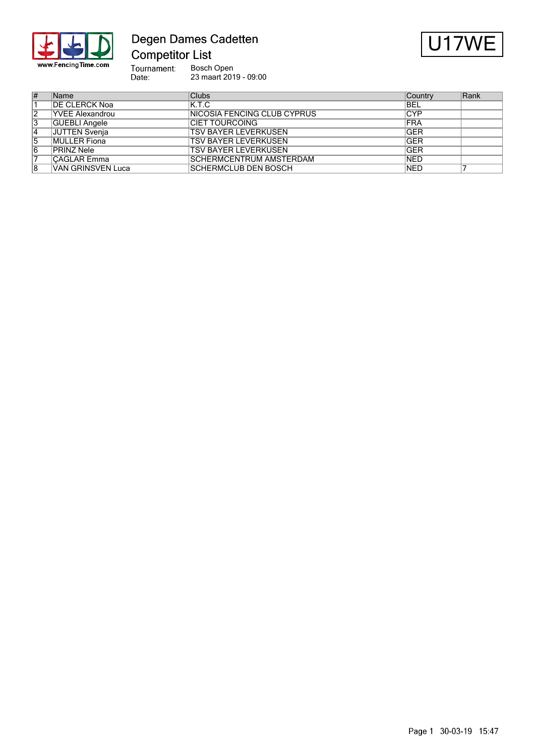# Degen Dames Cadetten

## Competitor List

U17WE

Tournament: Bosch Open
Date: 23 maart 2019 - 09:00

| # | Name | Clubs | Country | Rank |
|---|---|---|---|---|
| 1 | DE CLERCK Noa | K.T.C | BEL | |
| 2 | YVEE Alexandrou | NICOSIA FENCING CLUB CYPRUS | CYP | |
| 3 | GUEBLI Angele | CIET TOURCOING | FRA | |
| 4 | JUTTEN Svenja | TSV BAYER LEVERKUSEN | GER | |
| 5 | MULLER Fiona | TSV BAYER LEVERKUSEN | GER | |
| 6 | PRINZ Nele | TSV BAYER LEVERKUSEN | GER | |
| 7 | ÇAGLAR Emma | SCHERMCENTRUM AMSTERDAM | NED | |
| 8 | VAN GRINSVEN Luca | SCHERMCLUB DEN BOSCH | NED | 7 |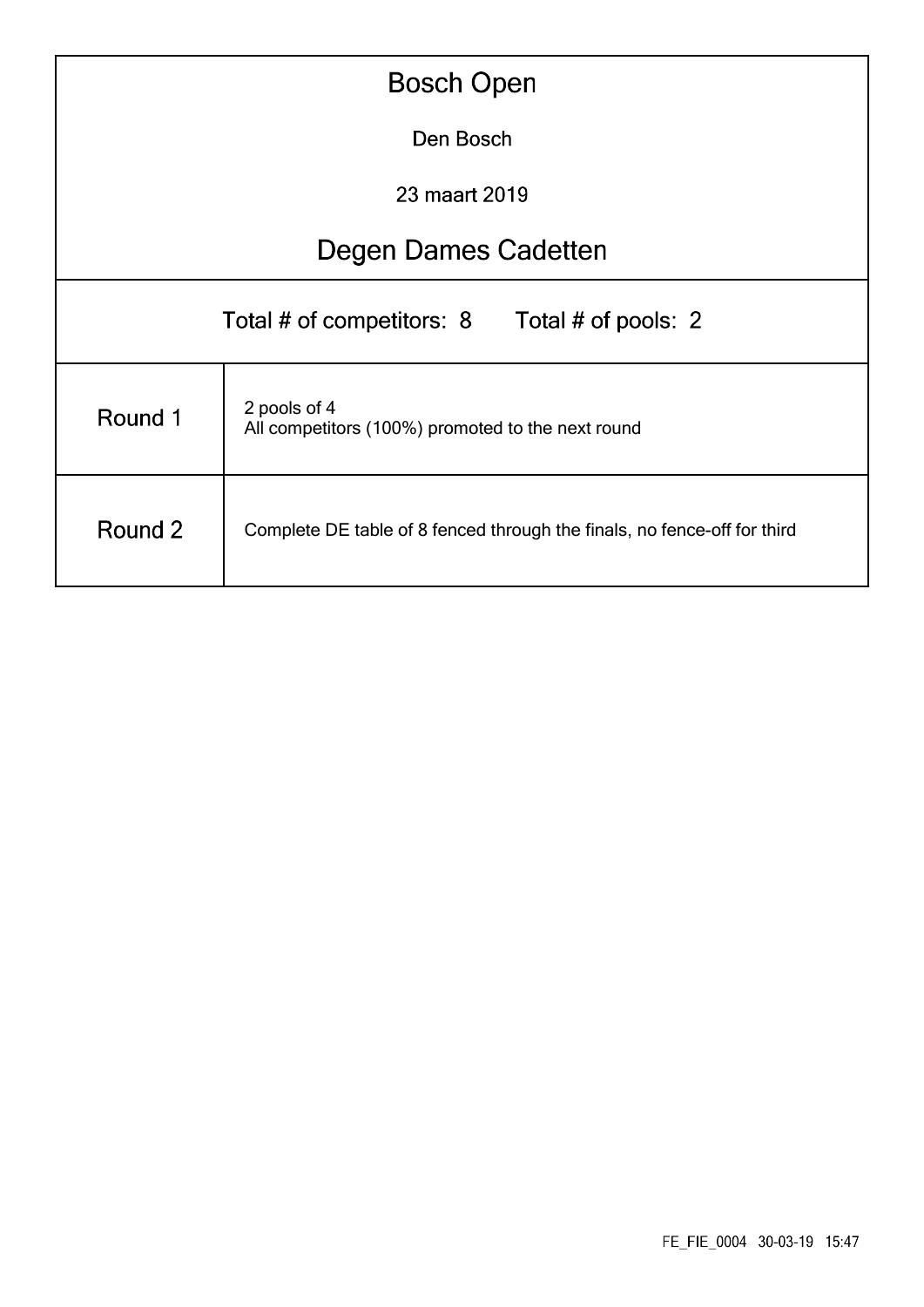# Bosch Open

Den Bosch

23 maart 2019

## Degen Dames Cadetten

Total # of competitors: 8 Total # of pools: 2

| | |
|---|---|
| Round 1 | 2 pools of 4<br>All competitors (100%) promoted to the next round |
| Round 2 | Complete DE table of 8 fenced through the finals, no fence-off for third |

FE_FIE_0004 30-03-19 15:47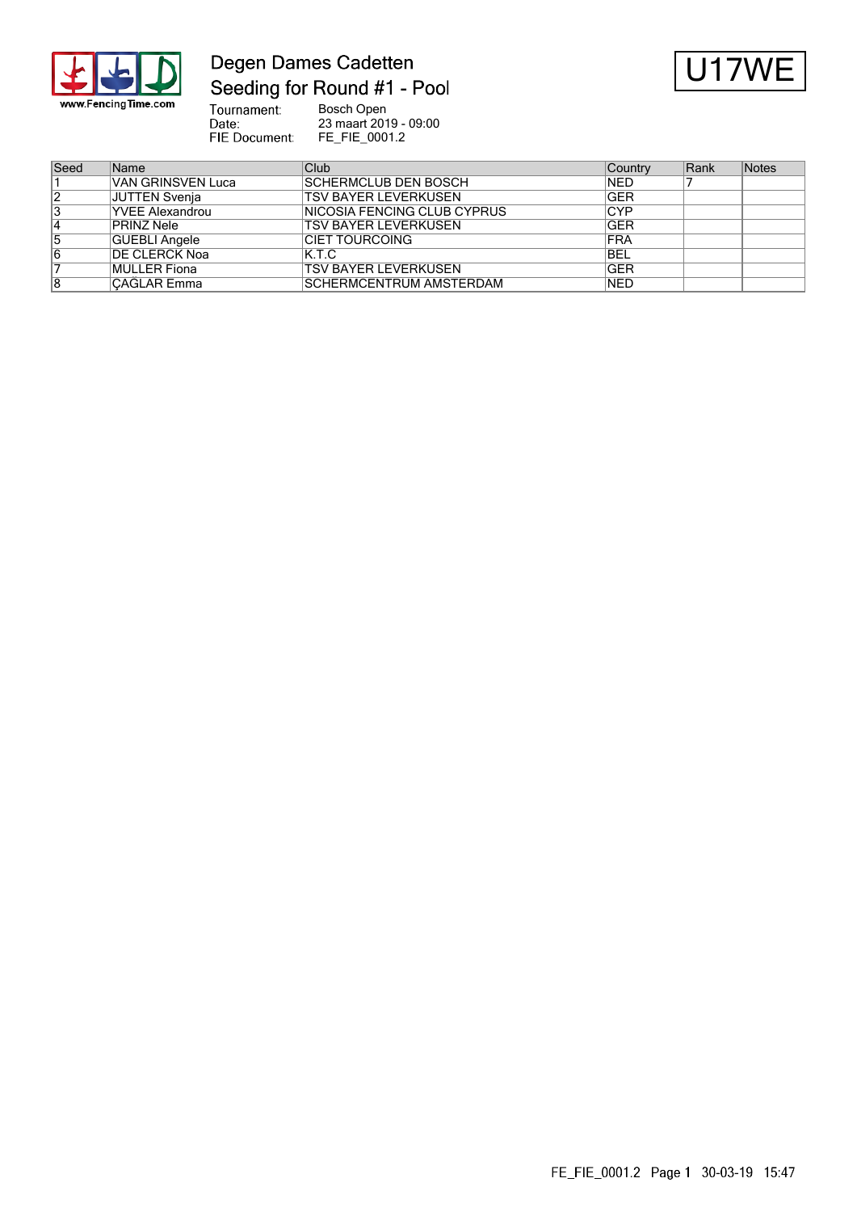# Degen Dames Cadetten

## Seeding for Round #1 - Pool

U17WE

Tournament: Bosch Open
Date: 23 maart 2019 - 09:00
FIE Document: FE_FIE_0001.2

| Seed | Name | Club | Country | Rank | Notes |
|---|---|---|---|---|---|
| 1 | VAN GRINSVEN Luca | SCHERMCLUB DEN BOSCH | NED | 7 | |
| 2 | JUTTEN Svenja | TSV BAYER LEVERKUSEN | GER | | |
| 3 | YVEE Alexandrou | NICOSIA FENCING CLUB CYPRUS | CYP | | |
| 4 | PRINZ Nele | TSV BAYER LEVERKUSEN | GER | | |
| 5 | GUEBLI Angele | CIET TOURCOING | FRA | | |
| 6 | DE CLERCK Noa | K.T.C | BEL | | |
| 7 | MULLER Fiona | TSV BAYER LEVERKUSEN | GER | | |
| 8 | ÇAGLAR Emma | SCHERMCENTRUM AMSTERDAM | NED | | |

FE_FIE_0001.2 Page 1 30-03-19 15:47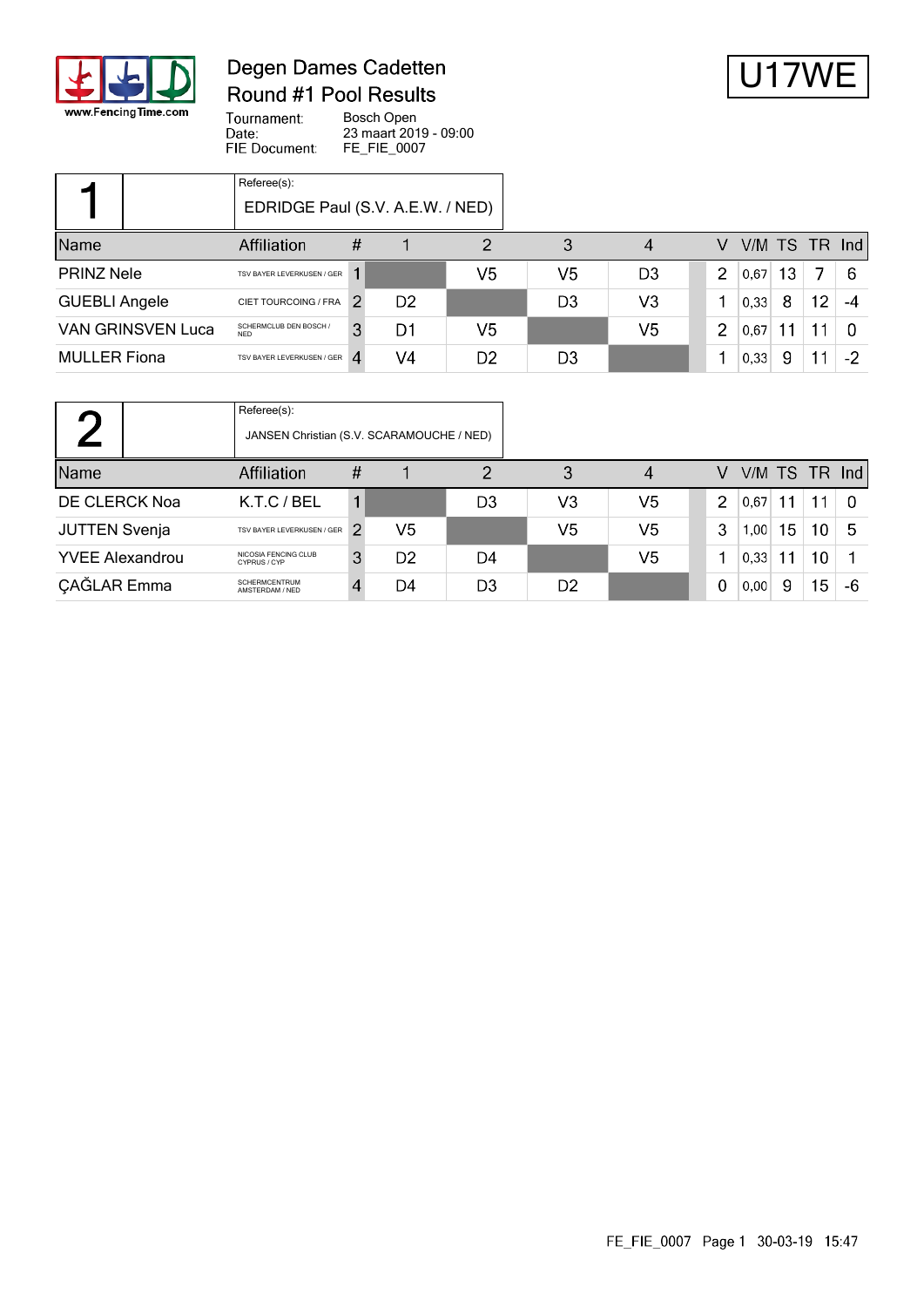# Degen Dames Cadetten

## Round #1 Pool Results

Tournament: Bosch Open
Date: 23 maart 2019 - 09:00
FIE Document: FE_FIE_0007

**U17WE**

### 1

Referee(s): EDRIDGE Paul (S.V. A.E.W. / NED)

| Name | Affiliation | # | 1 | 2 | 3 | 4 | V | V/M | TS | TR | Ind |
|---|---|---|---|---|---|---|---|---|---|---|---|
| PRINZ Nele | TSV BAYER LEVERKUSEN / GER | 1 | | V5 | V5 | D3 | 2 | 0,67 | 13 | 7 | 6 |
| GUEBLI Angele | CIET TOURCOING / FRA | 2 | D2 | | D3 | V3 | 1 | 0,33 | 8 | 12 | -4 |
| VAN GRINSVEN Luca | SCHERMCLUB DEN BOSCH / NED | 3 | D1 | V5 | | V5 | 2 | 0,67 | 11 | 11 | 0 |
| MULLER Fiona | TSV BAYER LEVERKUSEN / GER | 4 | V4 | D2 | D3 | | 1 | 0,33 | 9 | 11 | -2 |

### 2

Referee(s): JANSEN Christian (S.V. SCARAMOUCHE / NED)

| Name | Affiliation | # | 1 | 2 | 3 | 4 | V | V/M | TS | TR | Ind |
|---|---|---|---|---|---|---|---|---|---|---|---|
| DE CLERCK Noa | K.T.C / BEL | 1 | | D3 | V3 | V5 | 2 | 0,67 | 11 | 11 | 0 |
| JUTTEN Svenja | TSV BAYER LEVERKUSEN / GER | 2 | V5 | | V5 | V5 | 3 | 1,00 | 15 | 10 | 5 |
| YVEE Alexandrou | NICOSIA FENCING CLUB CYPRUS / CYP | 3 | D2 | D4 | | V5 | 1 | 0,33 | 11 | 10 | 1 |
| ÇAĞLAR Emma | SCHERMCENTRUM AMSTERDAM / NED | 4 | D4 | D3 | D2 | | 0 | 0,00 | 9 | 15 | -6 |

FE_FIE_0007 Page 1 30-03-19 15:47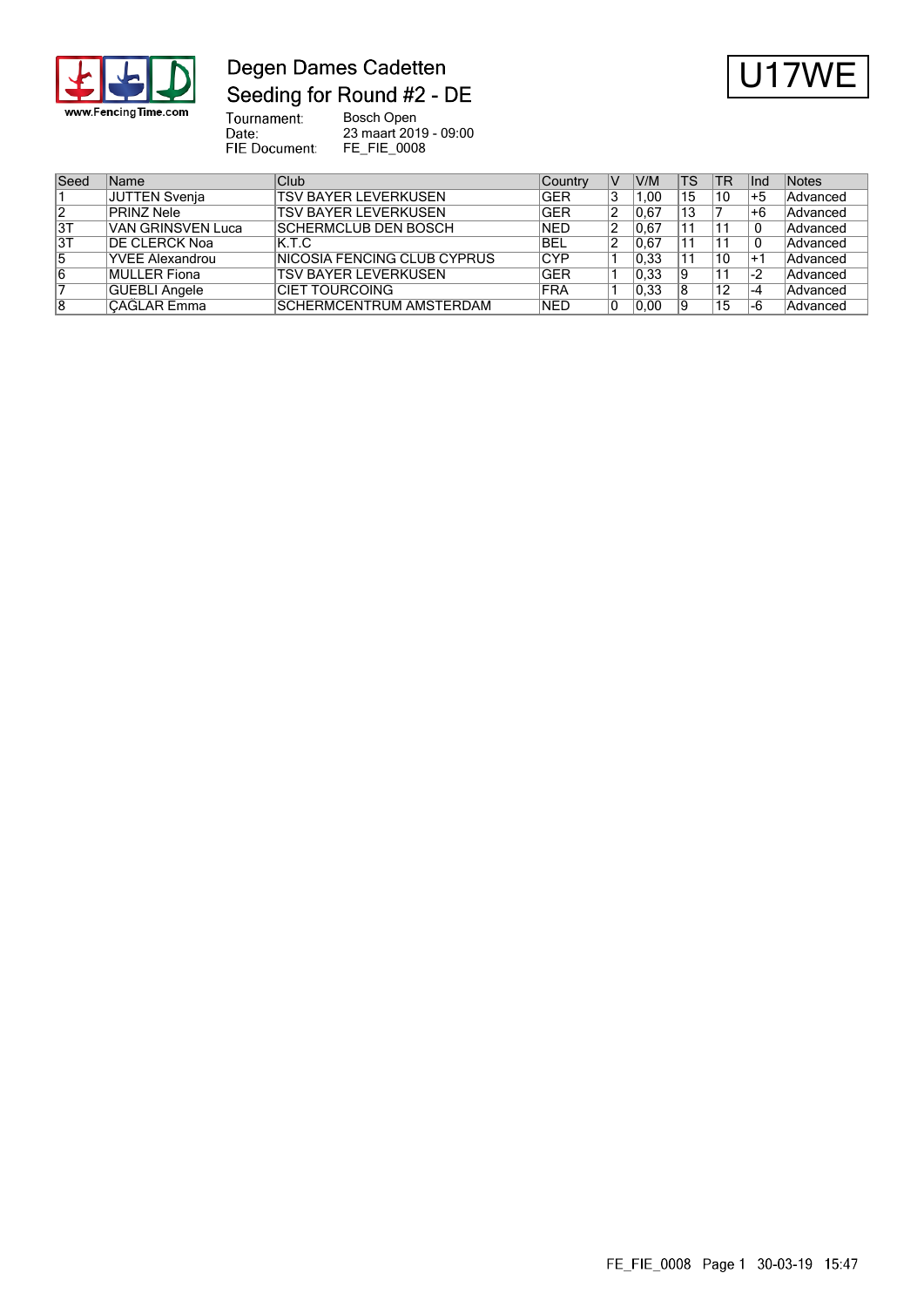# Degen Dames Cadetten

## Seeding for Round #2 - DE

**U17WE**

Tournament: Bosch Open
Date: 23 maart 2019 - 09:00
FIE Document: FE_FIE_0008

| Seed | Name | Club | Country | V | V/M | TS | TR | Ind | Notes |
|---|---|---|---|---|---|---|---|---|---|
| 1 | JUTTEN Svenja | TSV BAYER LEVERKUSEN | GER | 3 | 1,00 | 15 | 10 | +5 | Advanced |
| 2 | PRINZ Nele | TSV BAYER LEVERKUSEN | GER | 2 | 0,67 | 13 | 7 | +6 | Advanced |
| 3T | VAN GRINSVEN Luca | SCHERMCLUB DEN BOSCH | NED | 2 | 0,67 | 11 | 11 | 0 | Advanced |
| 3T | DE CLERCK Noa | K.T.C | BEL | 2 | 0,67 | 11 | 11 | 0 | Advanced |
| 5 | YVEE Alexandrou | NICOSIA FENCING CLUB CYPRUS | CYP | 1 | 0,33 | 11 | 10 | +1 | Advanced |
| 6 | MULLER Fiona | TSV BAYER LEVERKUSEN | GER | 1 | 0,33 | 9 | 11 | -2 | Advanced |
| 7 | GUEBLI Angele | CIET TOURCOING | FRA | 1 | 0,33 | 8 | 12 | -4 | Advanced |
| 8 | ÇAĞLAR Emma | SCHERMCENTRUM AMSTERDAM | NED | 0 | 0,00 | 9 | 15 | -6 | Advanced |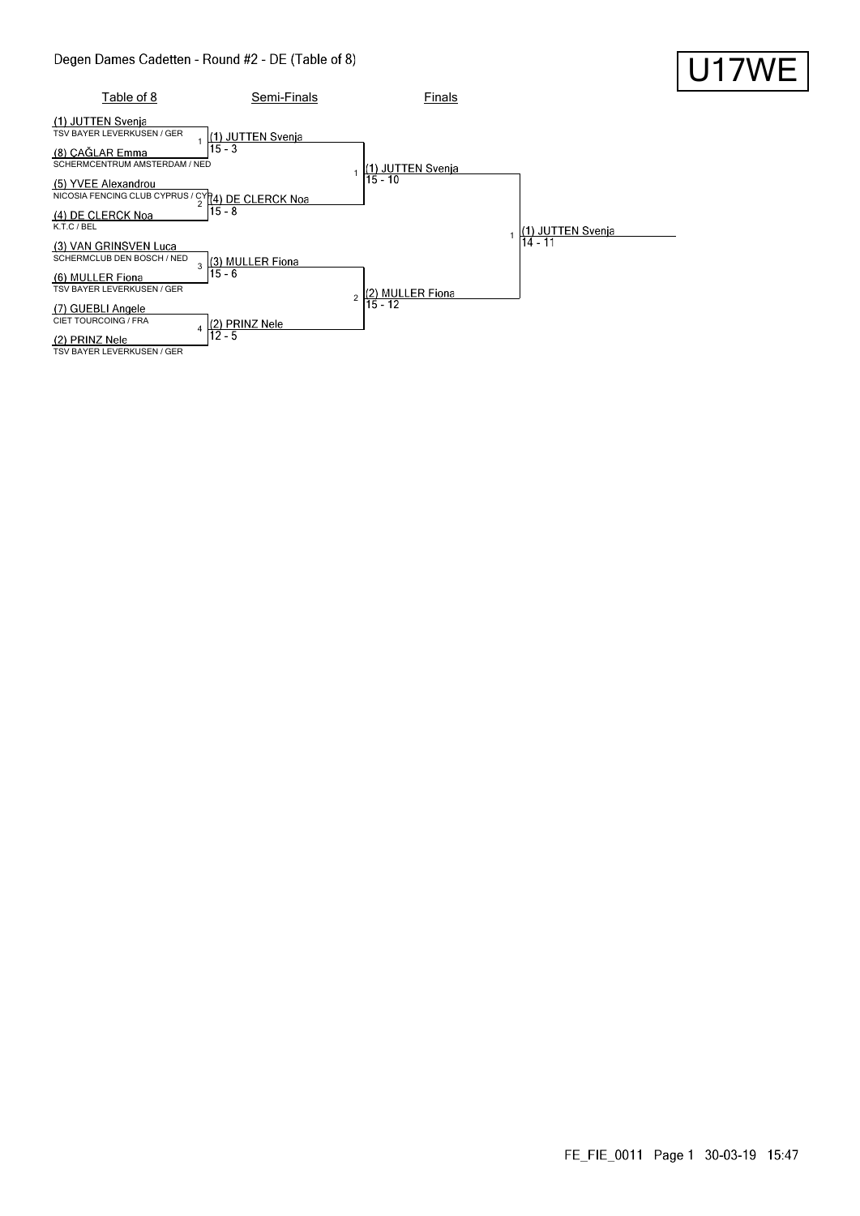# Degen Dames Cadetten - Round #2 - DE (Table of 8)

**U17WE**

## Table of 8

| # | Fencer | Club |
|---|---|---|
| (1) | JUTTEN Svenja | TSV BAYER LEVERKUSEN / GER |
| (8) | ÇAĞLAR Emma | SCHERMCENTRUM AMSTERDAM / NED |
| (5) | YVEE Alexandrou | NICOSIA FENCING CLUB CYPRUS / CYP |
| (4) | DE CLERCK Noa | K.T.C / BEL |
| (3) | VAN GRINSVEN Luca | SCHERMCLUB DEN BOSCH / NED |
| (6) | MULLER Fiona | TSV BAYER LEVERKUSEN / GER |
| (7) | GUEBLI Angele | CIET TOURCOING / FRA |
| (2) | PRINZ Nele | TSV BAYER LEVERKUSEN / GER |

## Semi-Finals

| Bout | Winner | Score |
|---|---|---|
| 1 | (1) JUTTEN Svenja | 15 - 3 |
| 2 | (4) DE CLERCK Noa | 15 - 8 |
| 3 | (3) MULLER Fiona | 15 - 6 |
| 4 | (2) PRINZ Nele | 12 - 5 |

## Finals

| Bout | Winner | Score |
|---|---|---|
| 1 | (1) JUTTEN Svenja | 15 - 10 |
| 2 | (2) MULLER Fiona | 15 - 12 |

## Winner

| Bout | Winner | Score |
|---|---|---|
| 1 | (1) JUTTEN Svenja | 14 - 11 |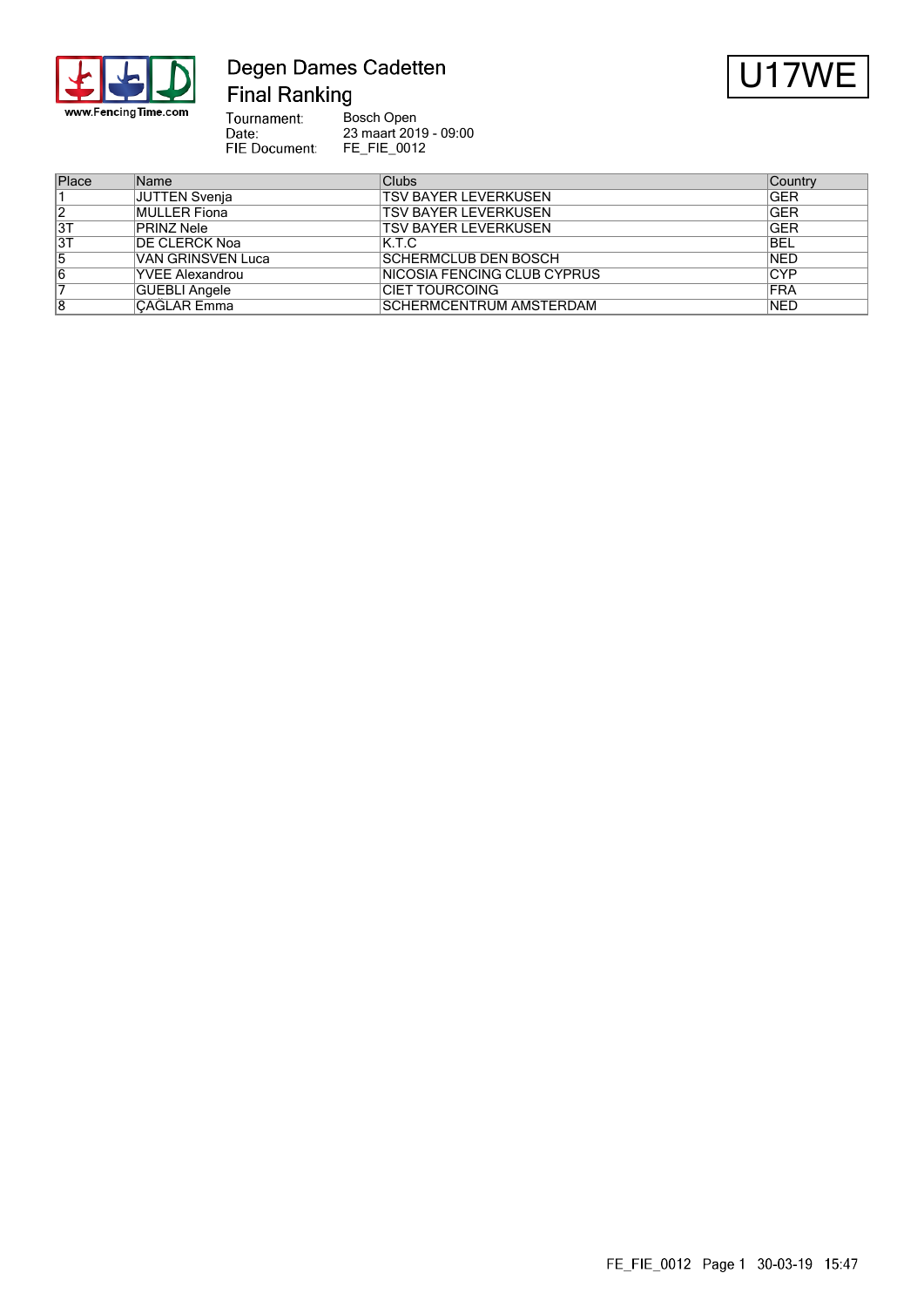# Degen Dames Cadetten

## Final Ranking

U17WE

Tournament: Bosch Open
Date: 23 maart 2019 - 09:00
FIE Document: FE_FIE_0012

| Place | Name | Clubs | Country |
|---|---|---|---|
| 1 | JUTTEN Svenja | TSV BAYER LEVERKUSEN | GER |
| 2 | MULLER Fiona | TSV BAYER LEVERKUSEN | GER |
| 3T | PRINZ Nele | TSV BAYER LEVERKUSEN | GER |
| 3T | DE CLERCK Noa | K.T.C | BEL |
| 5 | VAN GRINSVEN Luca | SCHERMCLUB DEN BOSCH | NED |
| 6 | YVEE Alexandrou | NICOSIA FENCING CLUB CYPRUS | CYP |
| 7 | GUEBLI Angele | CIET TOURCOING | FRA |
| 8 | ÇAGLAR Emma | SCHERMCENTRUM AMSTERDAM | NED |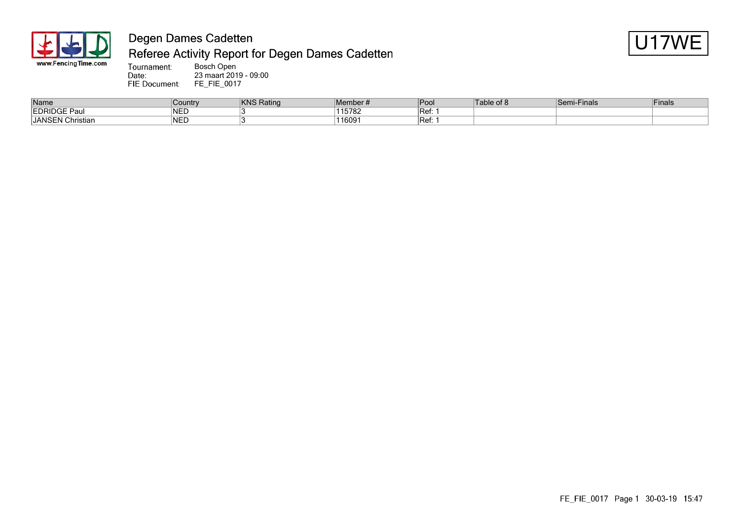# Degen Dames Cadetten

## Referee Activity Report for Degen Dames Cadetten

U17WE

Tournament: Bosch Open
Date: 23 maart 2019 - 09:00
FIE Document: FE_FIE_0017

| Name | Country | KNS Rating | Member # | Pool | Table of 8 | Semi-Finals | Finals |
|---|---|---|---|---|---|---|---|
| EDRIDGE Paul | NED | 3 | 115782 | Ref: 1 | | | |
| JANSEN Christian | NED | 3 | 116091 | Ref: 1 | | | |